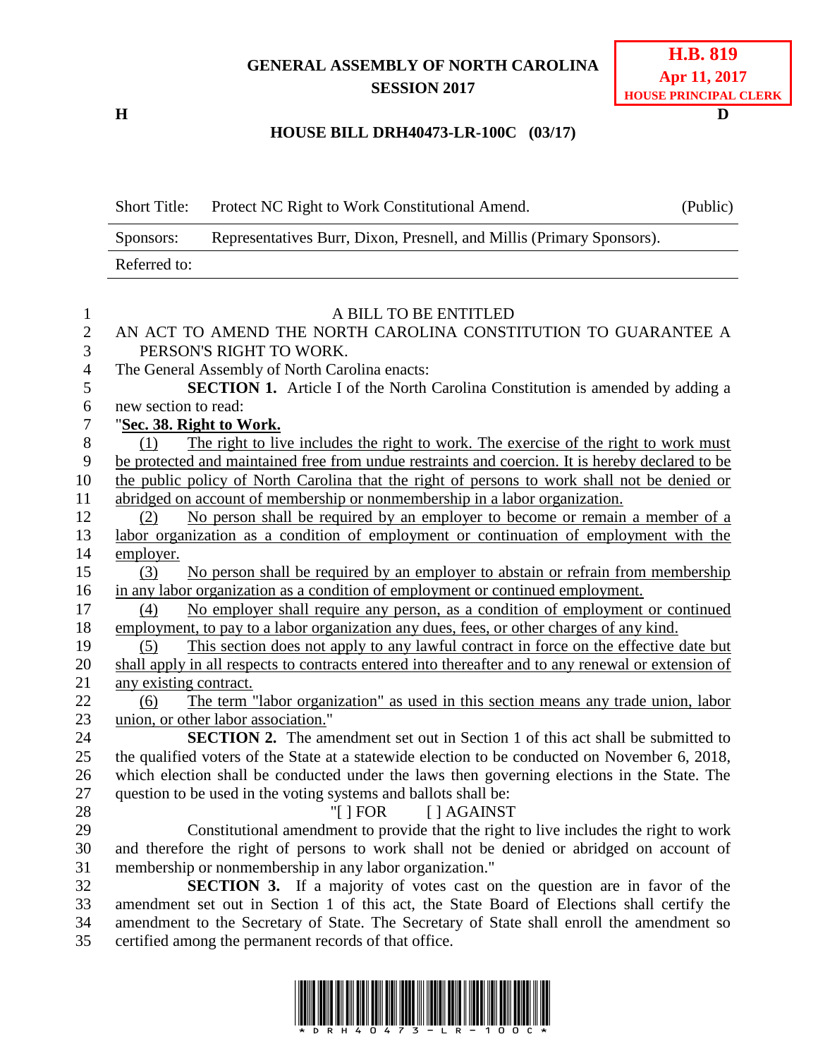**GENERAL ASSEMBLY OF NORTH CAROLINA**
**SESSION 2017**

**H.B. 819**
**Apr 11, 2017**
**HOUSE PRINCIPAL CLERK**

**H** **D**

**HOUSE BILL DRH40473-LR-100C (03/17)**

| Short Title: | Protect NC Right to Work Constitutional Amend. | (Public) |
| --- | --- | --- |
| Sponsors: | Representatives Burr, Dixon, Presnell, and Millis (Primary Sponsors). | |
| Referred to: | | |

A BILL TO BE ENTITLED

AN ACT TO AMEND THE NORTH CAROLINA CONSTITUTION TO GUARANTEE A PERSON'S RIGHT TO WORK.

The General Assembly of North Carolina enacts:

**SECTION 1.** Article I of the North Carolina Constitution is amended by adding a new section to read:

"**Sec. 38. Right to Work.**

(1) The right to live includes the right to work. The exercise of the right to work must be protected and maintained free from undue restraints and coercion. It is hereby declared to be the public policy of North Carolina that the right of persons to work shall not be denied or abridged on account of membership or nonmembership in a labor organization.

(2) No person shall be required by an employer to become or remain a member of a labor organization as a condition of employment or continuation of employment with the employer.

(3) No person shall be required by an employer to abstain or refrain from membership in any labor organization as a condition of employment or continued employment.

(4) No employer shall require any person, as a condition of employment or continued employment, to pay to a labor organization any dues, fees, or other charges of any kind.

(5) This section does not apply to any lawful contract in force on the effective date but shall apply in all respects to contracts entered into thereafter and to any renewal or extension of any existing contract.

(6) The term "labor organization" as used in this section means any trade union, labor union, or other labor association."

**SECTION 2.** The amendment set out in Section 1 of this act shall be submitted to the qualified voters of the State at a statewide election to be conducted on November 6, 2018, which election shall be conducted under the laws then governing elections in the State. The question to be used in the voting systems and ballots shall be:

"[ ] FOR [ ] AGAINST

Constitutional amendment to provide that the right to live includes the right to work and therefore the right of persons to work shall not be denied or abridged on account of membership or nonmembership in any labor organization."

**SECTION 3.** If a majority of votes cast on the question are in favor of the amendment set out in Section 1 of this act, the State Board of Elections shall certify the amendment to the Secretary of State. The Secretary of State shall enroll the amendment so certified among the permanent records of that office.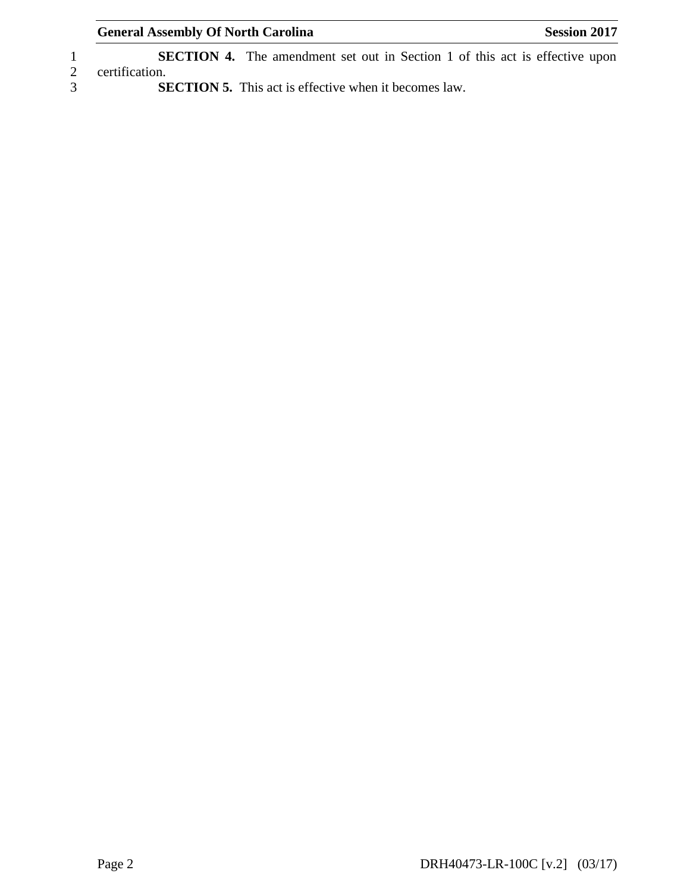**SECTION 4.** The amendment set out in Section 1 of this act is effective upon certification.

**SECTION 5.** This act is effective when it becomes law.